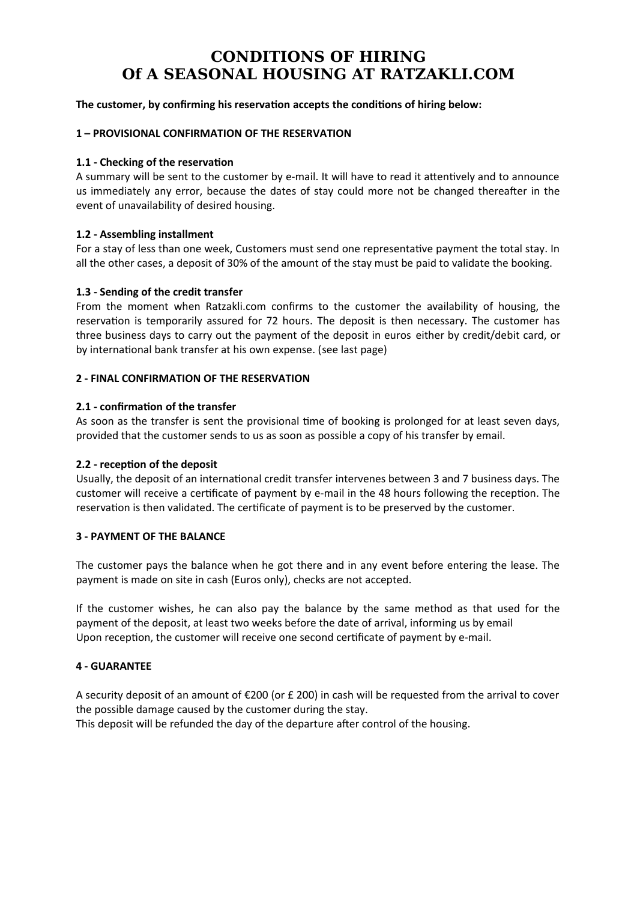# CONDITIONS OF HIRING
# Of A SEASONAL HOUSING AT RATZAKLI.COM

**The customer, by confirming his reservation accepts the conditions of hiring below:**

## 1 – PROVISIONAL CONFIRMATION OF THE RESERVATION

### 1.1 - Checking of the reservation

A summary will be sent to the customer by e-mail. It will have to read it attentively and to announce us immediately any error, because the dates of stay could more not be changed thereafter in the event of unavailability of desired housing.

### 1.2 - Assembling installment

For a stay of less than one week, Customers must send one representative payment the total stay. In all the other cases, a deposit of 30% of the amount of the stay must be paid to validate the booking.

### 1.3 - Sending of the credit transfer

From the moment when Ratzakli.com confirms to the customer the availability of housing, the reservation is temporarily assured for 72 hours. The deposit is then necessary. The customer has three business days to carry out the payment of the deposit in euros either by credit/debit card, or by international bank transfer at his own expense. (see last page)

## 2 - FINAL CONFIRMATION OF THE RESERVATION

### 2.1 - confirmation of the transfer

As soon as the transfer is sent the provisional time of booking is prolonged for at least seven days, provided that the customer sends to us as soon as possible a copy of his transfer by email.

### 2.2 - reception of the deposit

Usually, the deposit of an international credit transfer intervenes between 3 and 7 business days. The customer will receive a certificate of payment by e-mail in the 48 hours following the reception. The reservation is then validated. The certificate of payment is to be preserved by the customer.

## 3 - PAYMENT OF THE BALANCE

The customer pays the balance when he got there and in any event before entering the lease. The payment is made on site in cash (Euros only), checks are not accepted.

If the customer wishes, he can also pay the balance by the same method as that used for the payment of the deposit, at least two weeks before the date of arrival, informing us by email
Upon reception, the customer will receive one second certificate of payment by e-mail.

## 4 - GUARANTEE

A security deposit of an amount of €200 (or £ 200) in cash will be requested from the arrival to cover the possible damage caused by the customer during the stay.
This deposit will be refunded the day of the departure after control of the housing.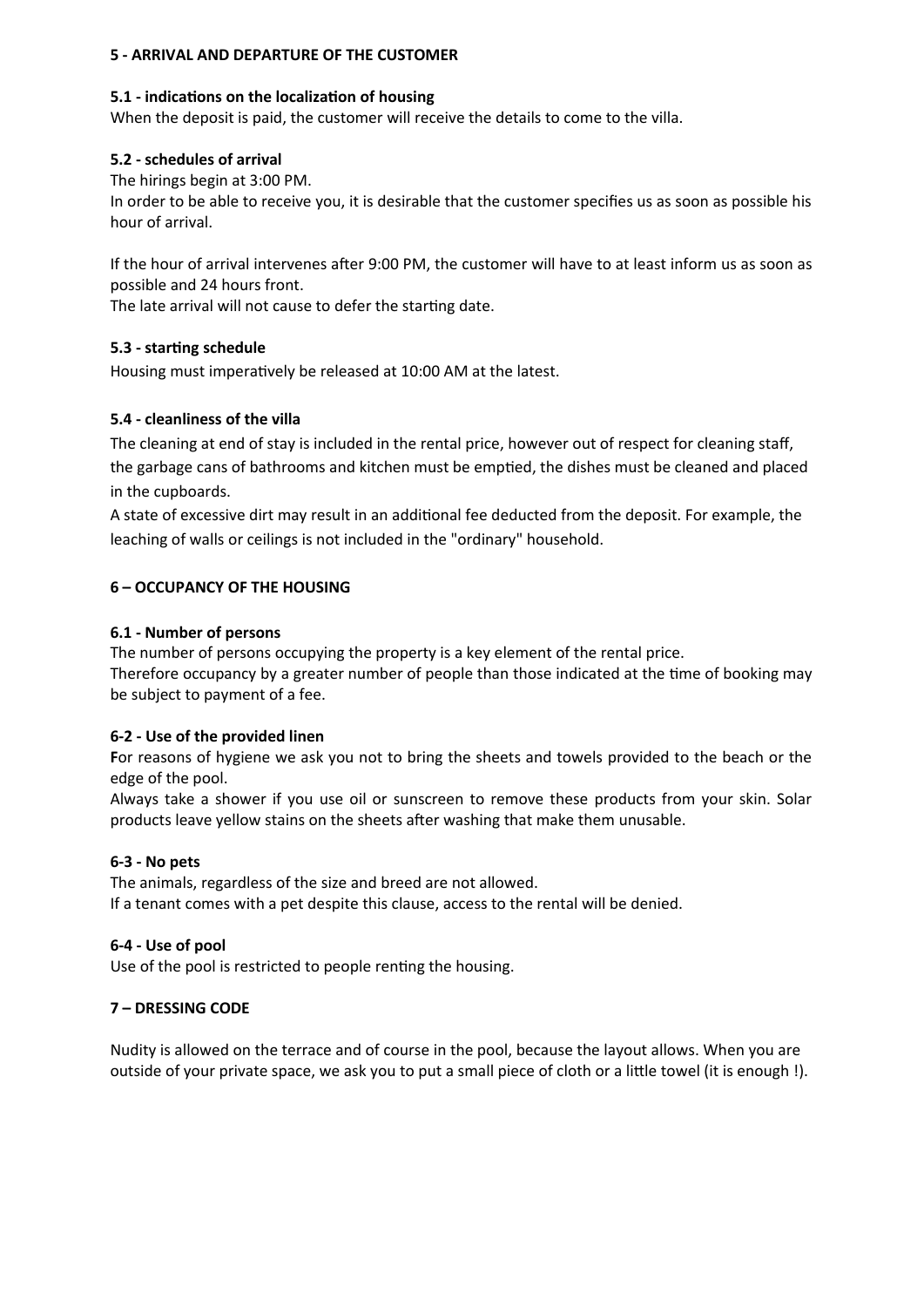## 5 - ARRIVAL AND DEPARTURE OF THE CUSTOMER

### 5.1 - indications on the localization of housing

When the deposit is paid, the customer will receive the details to come to the villa.

### 5.2 - schedules of arrival

The hirings begin at 3:00 PM.

In order to be able to receive you, it is desirable that the customer specifies us as soon as possible his hour of arrival.

If the hour of arrival intervenes after 9:00 PM, the customer will have to at least inform us as soon as possible and 24 hours front.

The late arrival will not cause to defer the starting date.

### 5.3 - starting schedule

Housing must imperatively be released at 10:00 AM at the latest.

### 5.4 - cleanliness of the villa

The cleaning at end of stay is included in the rental price, however out of respect for cleaning staff, the garbage cans of bathrooms and kitchen must be emptied, the dishes must be cleaned and placed in the cupboards.

A state of excessive dirt may result in an additional fee deducted from the deposit. For example, the leaching of walls or ceilings is not included in the "ordinary" household.

## 6 – OCCUPANCY OF THE HOUSING

### 6.1 - Number of persons

The number of persons occupying the property is a key element of the rental price.

Therefore occupancy by a greater number of people than those indicated at the time of booking may be subject to payment of a fee.

### 6-2 - Use of the provided linen

**F**or reasons of hygiene we ask you not to bring the sheets and towels provided to the beach or the edge of the pool.

Always take a shower if you use oil or sunscreen to remove these products from your skin. Solar products leave yellow stains on the sheets after washing that make them unusable.

### 6-3 - No pets

The animals, regardless of the size and breed are not allowed.

If a tenant comes with a pet despite this clause, access to the rental will be denied.

### 6-4 - Use of pool

Use of the pool is restricted to people renting the housing.

## 7 – DRESSING CODE

Nudity is allowed on the terrace and of course in the pool, because the layout allows. When you are outside of your private space, we ask you to put a small piece of cloth or a little towel (it is enough !).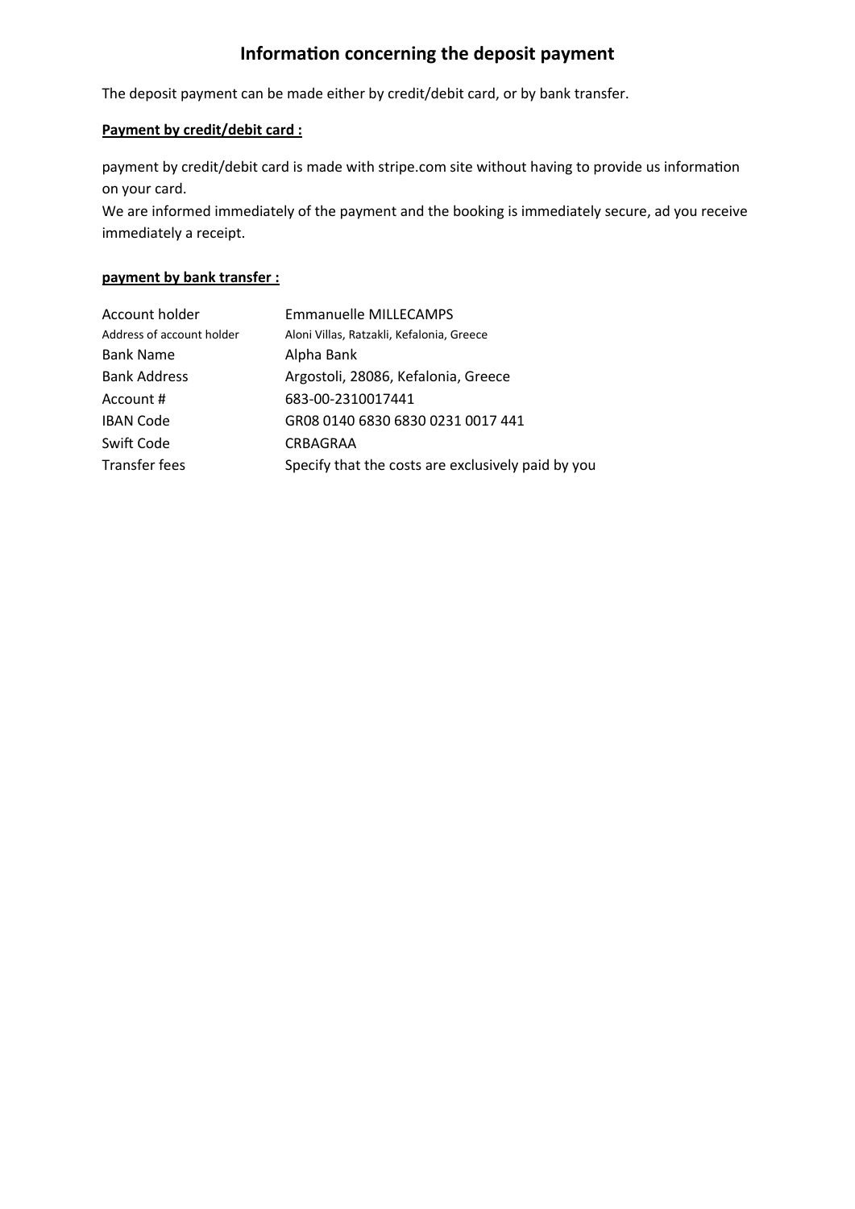# Information concerning the deposit payment

The deposit payment can be made either by credit/debit card, or by bank transfer.

**Payment by credit/debit card :**

payment by credit/debit card is made with stripe.com site without having to provide us information on your card.
We are informed immediately of the payment and the booking is immediately secure, ad you receive immediately a receipt.

**payment by bank transfer :**

| | |
|---|---|
| Account holder | Emmanuelle MILLECAMPS |
| Address of account holder | Aloni Villas, Ratzakli, Kefalonia, Greece |
| Bank Name | Alpha Bank |
| Bank Address | Argostoli, 28086, Kefalonia, Greece |
| Account # | 683-00-2310017441 |
| IBAN Code | GR08 0140 6830 6830 0231 0017 441 |
| Swift Code | CRBAGRAA |
| Transfer fees | Specify that the costs are exclusively paid by you |